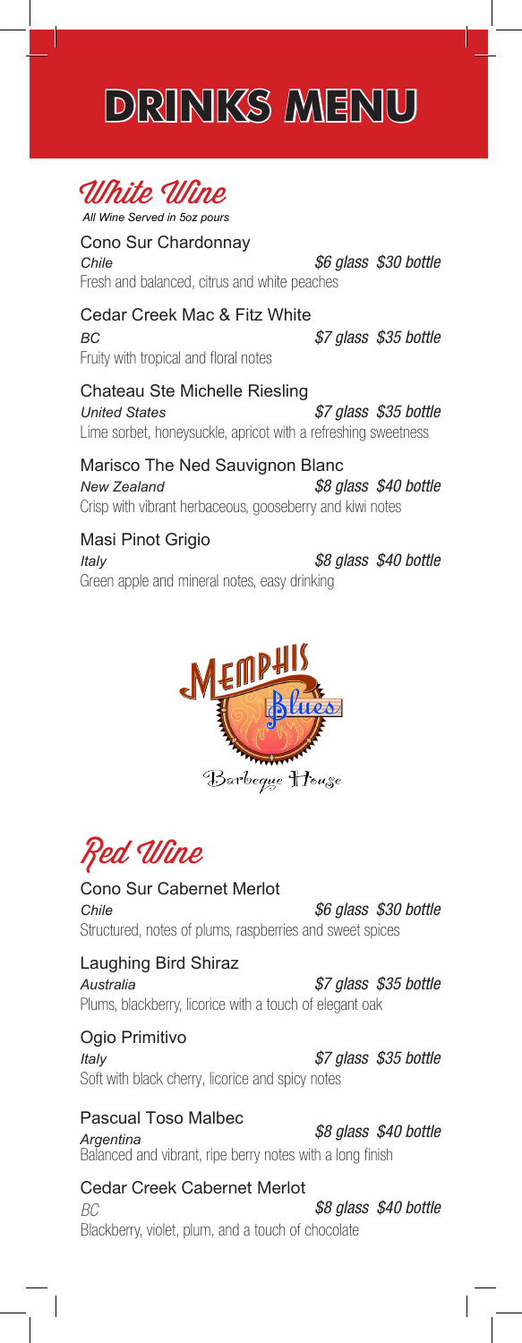# DRINKS MENU

## White Wine

*All Wine Served in 5oz pours*

**Cono Sur Chardonnay**
*Chile* — *$6 glass $30 bottle*
Fresh and balanced, citrus and white peaches

**Cedar Creek Mac & Fitz White**
*BC* — *$7 glass $35 bottle*
Fruity with tropical and floral notes

**Chateau Ste Michelle Riesling**
*United States* — *$7 glass $35 bottle*
Lime sorbet, honeysuckle, apricot with a refreshing sweetness

**Marisco The Ned Sauvignon Blanc**
*New Zealand* — *$8 glass $40 bottle*
Crisp with vibrant herbaceous, gooseberry and kiwi notes

**Masi Pinot Grigio**
*Italy* — *$8 glass $40 bottle*
Green apple and mineral notes, easy drinking

Memphis Blues Barbeque House

## Red Wine

**Cono Sur Cabernet Merlot**
*Chile* — *$6 glass $30 bottle*
Structured, notes of plums, raspberries and sweet spices

**Laughing Bird Shiraz**
*Australia* — *$7 glass $35 bottle*
Plums, blackberry, licorice with a touch of elegant oak

**Ogio Primitivo**
*Italy* — *$7 glass $35 bottle*
Soft with black cherry, licorice and spicy notes

**Pascual Toso Malbec**
*Argentina* — *$8 glass $40 bottle*
Balanced and vibrant, ripe berry notes with a long finish

**Cedar Creek Cabernet Merlot**
*BC* — *$8 glass $40 bottle*
Blackberry, violet, plum, and a touch of chocolate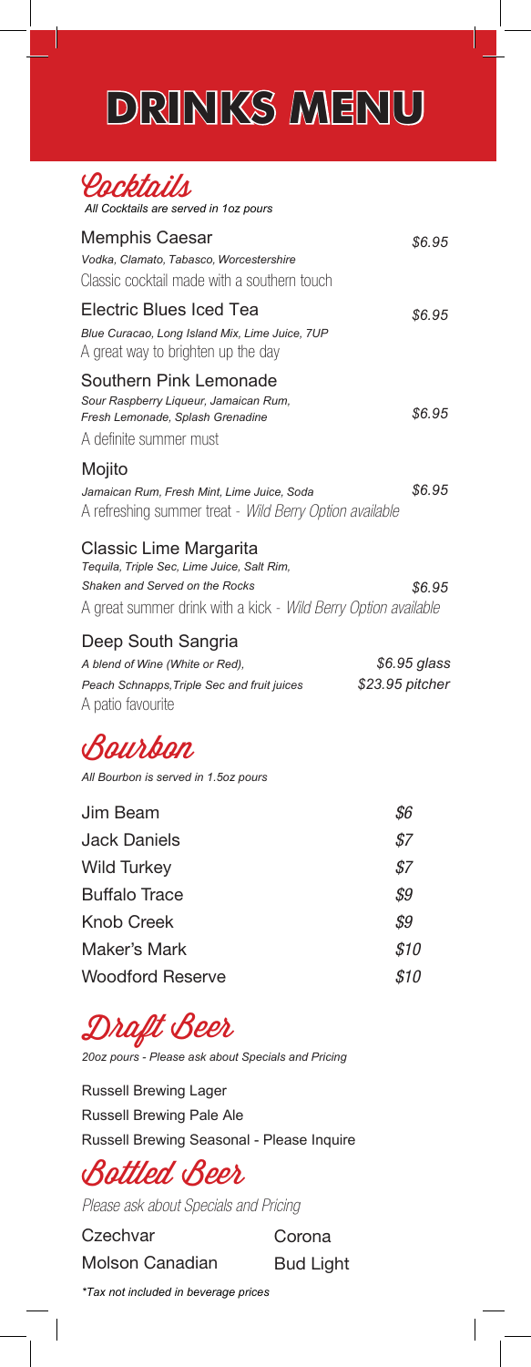# DRINKS MENU

## Cocktails

*All Cocktails are served in 1oz pours*

**Memphis Caesar** — *$6.95*
*Vodka, Clamato, Tabasco, Worcestershire*
Classic cocktail made with a southern touch

**Electric Blues Iced Tea** — *$6.95*
*Blue Curacao, Long Island Mix, Lime Juice, 7UP*
A great way to brighten up the day

**Southern Pink Lemonade** — *$6.95*
*Sour Raspberry Liqueur, Jamaican Rum, Fresh Lemonade, Splash Grenadine*
A definite summer must

**Mojito** — *$6.95*
*Jamaican Rum, Fresh Mint, Lime Juice, Soda*
A refreshing summer treat - *Wild Berry Option available*

**Classic Lime Margarita** — *$6.95*
*Tequila, Triple Sec, Lime Juice, Salt Rim, Shaken and Served on the Rocks*
A great summer drink with a kick - *Wild Berry Option available*

**Deep South Sangria** — *$6.95 glass* / *$23.95 pitcher*
*A blend of Wine (White or Red), Peach Schnapps, Triple Sec and fruit juices*
A patio favourite

## Bourbon

*All Bourbon is served in 1.5oz pours*

| | |
|---|---|
| Jim Beam | *$6* |
| Jack Daniels | *$7* |
| Wild Turkey | *$7* |
| Buffalo Trace | *$9* |
| Knob Creek | *$9* |
| Maker's Mark | *$10* |
| Woodford Reserve | *$10* |

## Draft Beer

*20oz pours - Please ask about Specials and Pricing*

Russell Brewing Lager
Russell Brewing Pale Ale
Russell Brewing Seasonal - Please Inquire

## Bottled Beer

*Please ask about Specials and Pricing*

| | |
|---|---|
| Czechvar | Corona |
| Molson Canadian | Bud Light |

*\*Tax not included in beverage prices*